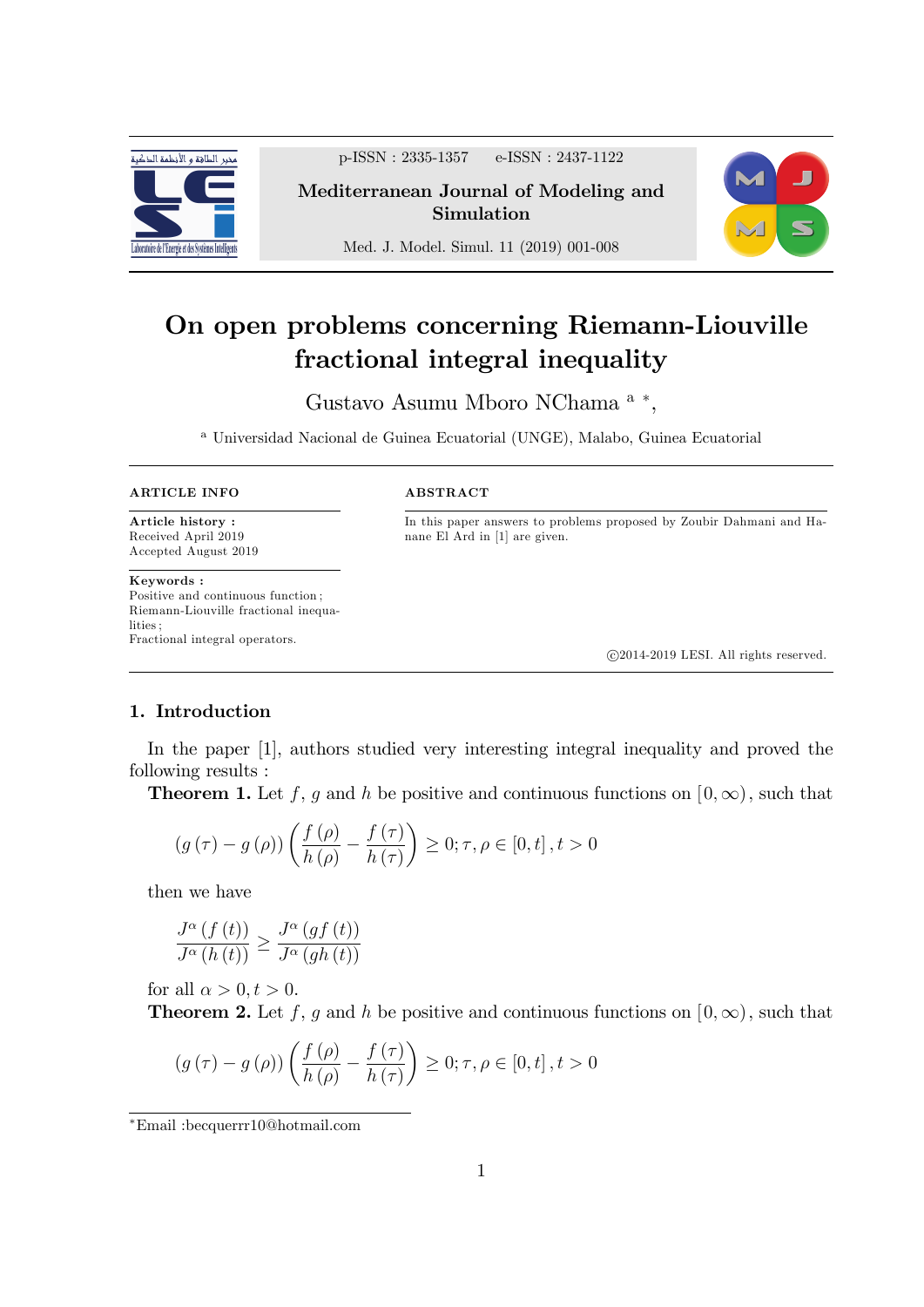# On open problems concerning Riemann-Liouville fractional integral inequality

Gustavo Asumu Mboro NChama [a] [*],

[a] Universidad Nacional de Guinea Ecuatorial (UNGE), Malabo, Guinea Ecuatorial

**ARTICLE INFO**

**Article history :**
Received April 2019
Accepted August 2019

**Keywords :**
Positive and continuous function ;
Riemann-Liouville fractional inequalities ;
Fractional integral operators.

**ABSTRACT**

In this paper answers to problems proposed by Zoubir Dahmani and Hanane El Ard in [1] are given.

©2014-2019 LESI. All rights reserved.

## 1. Introduction

In the paper [1], authors studied very interesting integral inequality and proved the following results :

**Theorem 1.** Let $f$, $g$ and $h$ be positive and continuous functions on $[0, \infty)$, such that

$$(g(\tau) - g(\rho)) \left( \frac{f(\rho)}{h(\rho)} - \frac{f(\tau)}{h(\tau)} \right) \geq 0; \tau, \rho \in [0, t], t > 0$$

then we have

$$\frac{J^{\alpha}(f(t))}{J^{\alpha}(h(t))} \geq \frac{J^{\alpha}(gf(t))}{J^{\alpha}(gh(t))}$$

for all $\alpha > 0, t > 0$.

**Theorem 2.** Let $f$, $g$ and $h$ be positive and continuous functions on $[0, \infty)$, such that

$$(g(\tau) - g(\rho)) \left( \frac{f(\rho)}{h(\rho)} - \frac{f(\tau)}{h(\tau)} \right) \geq 0; \tau, \rho \in [0, t], t > 0$$

[*] Email :becquerrr10@hotmail.com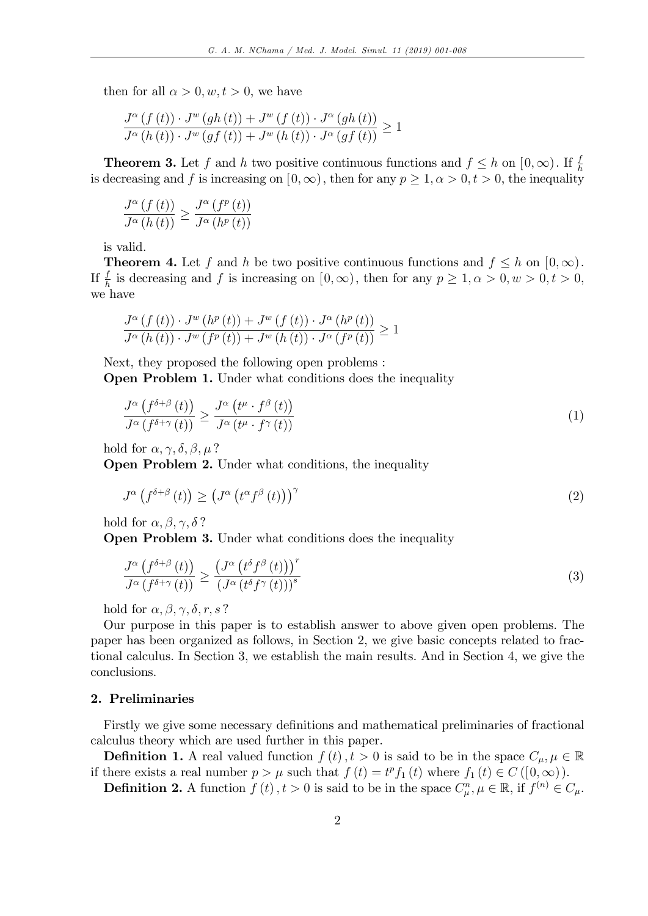then for all $\alpha > 0, w, t > 0$, we have

$$\frac{J^{\alpha}(f(t)) \cdot J^{w}(gh(t)) + J^{w}(f(t)) \cdot J^{\alpha}(gh(t))}{J^{\alpha}(h(t)) \cdot J^{w}(gf(t)) + J^{w}(h(t)) \cdot J^{\alpha}(gf(t))} \geq 1$$

**Theorem 3.** Let $f$ and $h$ two positive continuous functions and $f \leq h$ on $[0, \infty)$. If $\frac{f}{h}$ is decreasing and $f$ is increasing on $[0, \infty)$, then for any $p \geq 1, \alpha > 0, t > 0$, the inequality

$$\frac{J^{\alpha}(f(t))}{J^{\alpha}(h(t))} \geq \frac{J^{\alpha}(f^{p}(t))}{J^{\alpha}(h^{p}(t))}$$

is valid.

**Theorem 4.** Let $f$ and $h$ be two positive continuous functions and $f \leq h$ on $[0, \infty)$. If $\frac{f}{h}$ is decreasing and $f$ is increasing on $[0, \infty)$, then for any $p \geq 1, \alpha > 0, w > 0, t > 0$, we have

$$\frac{J^{\alpha}(f(t)) \cdot J^{w}(h^{p}(t)) + J^{w}(f(t)) \cdot J^{\alpha}(h^{p}(t))}{J^{\alpha}(h(t)) \cdot J^{w}(f^{p}(t)) + J^{w}(h(t)) \cdot J^{\alpha}(f^{p}(t))} \geq 1$$

Next, they proposed the following open problems :

**Open Problem 1.** Under what conditions does the inequality

$$\frac{J^{\alpha}\left(f^{\delta+\beta}(t)\right)}{J^{\alpha}\left(f^{\delta+\gamma}(t)\right)} \geq \frac{J^{\alpha}\left(t^{\mu} \cdot f^{\beta}(t)\right)}{J^{\alpha}\left(t^{\mu} \cdot f^{\gamma}(t)\right)} \tag{1}$$

hold for $\alpha, \gamma, \delta, \beta, \mu$ ?

**Open Problem 2.** Under what conditions, the inequality

$$J^{\alpha}\left(f^{\delta+\beta}(t)\right) \geq \left(J^{\alpha}\left(t^{\alpha} f^{\beta}(t)\right)\right)^{\gamma} \tag{2}$$

hold for $\alpha, \beta, \gamma, \delta$ ?

**Open Problem 3.** Under what conditions does the inequality

$$\frac{J^{\alpha}\left(f^{\delta+\beta}(t)\right)}{J^{\alpha}\left(f^{\delta+\gamma}(t)\right)} \geq \frac{\left(J^{\alpha}\left(t^{\delta} f^{\beta}(t)\right)\right)^{r}}{\left(J^{\alpha}\left(t^{\delta} f^{\gamma}(t)\right)\right)^{s}} \tag{3}$$

hold for $\alpha, \beta, \gamma, \delta, r, s$ ?

Our purpose in this paper is to establish answer to above given open problems. The paper has been organized as follows, in Section 2, we give basic concepts related to fractional calculus. In Section 3, we establish the main results. And in Section 4, we give the conclusions.

## 2. Preliminaries

Firstly we give some necessary definitions and mathematical preliminaries of fractional calculus theory which are used further in this paper.

**Definition 1.** A real valued function $f(t), t > 0$ is said to be in the space $C_{\mu}, \mu \in \mathbb{R}$ if there exists a real number $p > \mu$ such that $f(t) = t^{p} f_{1}(t)$ where $f_{1}(t) \in C([0, \infty))$.

**Definition 2.** A function $f(t), t > 0$ is said to be in the space $C_{\mu}^{n}, \mu \in \mathbb{R}$, if $f^{(n)} \in C_{\mu}$.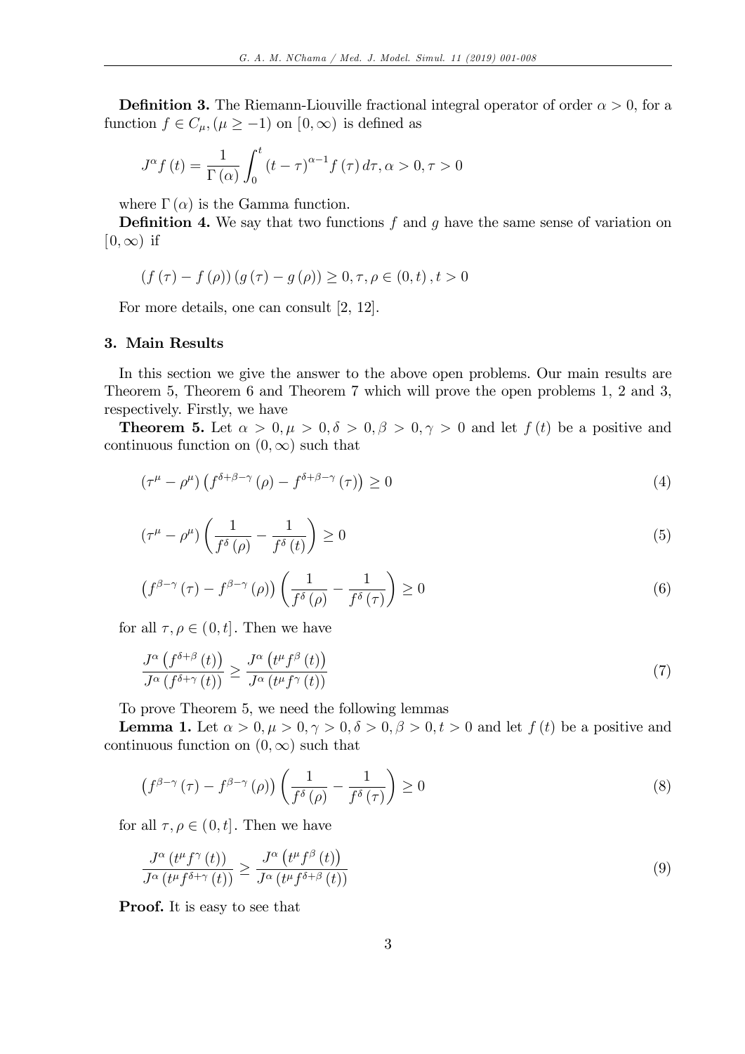**Definition 3.** The Riemann-Liouville fractional integral operator of order $\alpha > 0$, for a function $f \in C_\mu, (\mu \geq -1)$ on $[0, \infty)$ is defined as

$$J^\alpha f(t) = \frac{1}{\Gamma(\alpha)} \int_0^t (t-\tau)^{\alpha-1} f(\tau)\, d\tau, \alpha > 0, \tau > 0$$

where $\Gamma(\alpha)$ is the Gamma function.

**Definition 4.** We say that two functions $f$ and $g$ have the same sense of variation on $[0, \infty)$ if

$$(f(\tau) - f(\rho))(g(\tau) - g(\rho)) \geq 0, \tau, \rho \in (0, t), t > 0$$

For more details, one can consult [2, 12].

### 3. Main Results

In this section we give the answer to the above open problems. Our main results are Theorem 5, Theorem 6 and Theorem 7 which will prove the open problems 1, 2 and 3, respectively. Firstly, we have

**Theorem 5.** Let $\alpha > 0, \mu > 0, \delta > 0, \beta > 0, \gamma > 0$ and let $f(t)$ be a positive and continuous function on $(0, \infty)$ such that

$$(\tau^\mu - \rho^\mu)\left(f^{\delta+\beta-\gamma}(\rho) - f^{\delta+\beta-\gamma}(\tau)\right) \geq 0 \tag{4}$$

$$(\tau^\mu - \rho^\mu)\left(\frac{1}{f^\delta(\rho)} - \frac{1}{f^\delta(t)}\right) \geq 0 \tag{5}$$

$$\left(f^{\beta-\gamma}(\tau) - f^{\beta-\gamma}(\rho)\right)\left(\frac{1}{f^\delta(\rho)} - \frac{1}{f^\delta(\tau)}\right) \geq 0 \tag{6}$$

for all $\tau, \rho \in (0, t]$. Then we have

$$\frac{J^\alpha\left(f^{\delta+\beta}(t)\right)}{J^\alpha\left(f^{\delta+\gamma}(t)\right)} \geq \frac{J^\alpha\left(t^\mu f^\beta(t)\right)}{J^\alpha\left(t^\mu f^\gamma(t)\right)} \tag{7}$$

To prove Theorem 5, we need the following lemmas

**Lemma 1.** Let $\alpha > 0, \mu > 0, \gamma > 0, \delta > 0, \beta > 0, t > 0$ and let $f(t)$ be a positive and continuous function on $(0, \infty)$ such that

$$\left(f^{\beta-\gamma}(\tau) - f^{\beta-\gamma}(\rho)\right)\left(\frac{1}{f^\delta(\rho)} - \frac{1}{f^\delta(\tau)}\right) \geq 0 \tag{8}$$

for all $\tau, \rho \in (0, t]$. Then we have

$$\frac{J^\alpha\left(t^\mu f^\gamma(t)\right)}{J^\alpha\left(t^\mu f^{\delta+\gamma}(t)\right)} \geq \frac{J^\alpha\left(t^\mu f^\beta(t)\right)}{J^\alpha\left(t^\mu f^{\delta+\beta}(t)\right)} \tag{9}$$

**Proof.** It is easy to see that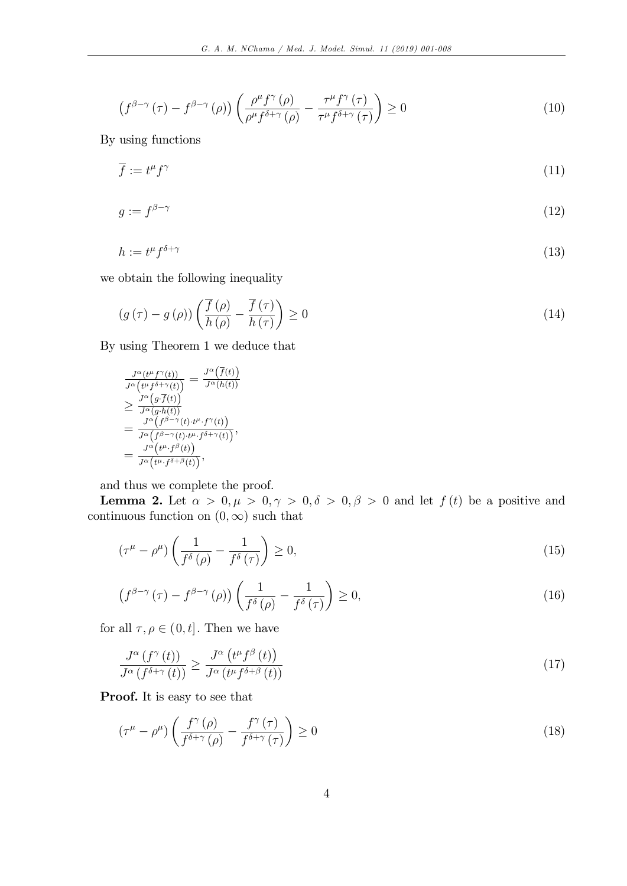$$\left(f^{\beta-\gamma}(\tau)-f^{\beta-\gamma}(\rho)\right)\left(\frac{\rho^{\mu}f^{\gamma}(\rho)}{\rho^{\mu}f^{\delta+\gamma}(\rho)}-\frac{\tau^{\mu}f^{\gamma}(\tau)}{\tau^{\mu}f^{\delta+\gamma}(\tau)}\right)\geq 0 \tag{10}$$

By using functions

$$\overline{f}:=t^{\mu}f^{\gamma} \tag{11}$$

$$g:=f^{\beta-\gamma} \tag{12}$$

$$h:=t^{\mu}f^{\delta+\gamma} \tag{13}$$

we obtain the following inequality

$$\left(g(\tau)-g(\rho)\right)\left(\frac{\overline{f}(\rho)}{h(\rho)}-\frac{\overline{f}(\tau)}{h(\tau)}\right)\geq 0 \tag{14}$$

By using Theorem 1 we deduce that

$$\begin{aligned}
&\frac{J^{\alpha}(t^{\mu}f^{\gamma}(t))}{J^{\alpha}\left(t^{\mu}f^{\delta+\gamma}(t)\right)}=\frac{J^{\alpha}\left(\overline{f}(t)\right)}{J^{\alpha}(h(t))}\\
&\geq\frac{J^{\alpha}\left(g\cdot\overline{f}(t)\right)}{J^{\alpha}(g\cdot h(t))}\\
&=\frac{J^{\alpha}\left(f^{\beta-\gamma}(t)\cdot t^{\mu}\cdot f^{\gamma}(t)\right)}{J^{\alpha}\left(f^{\beta-\gamma}(t)\cdot t^{\mu}\cdot f^{\delta+\gamma}(t)\right)},\\
&=\frac{J^{\alpha}\left(t^{\mu}\cdot f^{\beta}(t)\right)}{J^{\alpha}\left(t^{\mu}\cdot f^{\delta+\beta}(t)\right)},
\end{aligned}$$

and thus we complete the proof.

**Lemma 2.** Let $\alpha>0,\mu>0,\gamma>0,\delta>0,\beta>0$ and let $f(t)$ be a positive and continuous function on $(0,\infty)$ such that

$$\left(\tau^{\mu}-\rho^{\mu}\right)\left(\frac{1}{f^{\delta}(\rho)}-\frac{1}{f^{\delta}(\tau)}\right)\geq 0, \tag{15}$$

$$\left(f^{\beta-\gamma}(\tau)-f^{\beta-\gamma}(\rho)\right)\left(\frac{1}{f^{\delta}(\rho)}-\frac{1}{f^{\delta}(\tau)}\right)\geq 0, \tag{16}$$

for all $\tau,\rho\in(0,t]$. Then we have

$$\frac{J^{\alpha}\left(f^{\gamma}(t)\right)}{J^{\alpha}\left(f^{\delta+\gamma}(t)\right)}\geq\frac{J^{\alpha}\left(t^{\mu}f^{\beta}(t)\right)}{J^{\alpha}\left(t^{\mu}f^{\delta+\beta}(t)\right)} \tag{17}$$

**Proof.** It is easy to see that

$$\left(\tau^{\mu}-\rho^{\mu}\right)\left(\frac{f^{\gamma}(\rho)}{f^{\delta+\gamma}(\rho)}-\frac{f^{\gamma}(\tau)}{f^{\delta+\gamma}(\tau)}\right)\geq 0 \tag{18}$$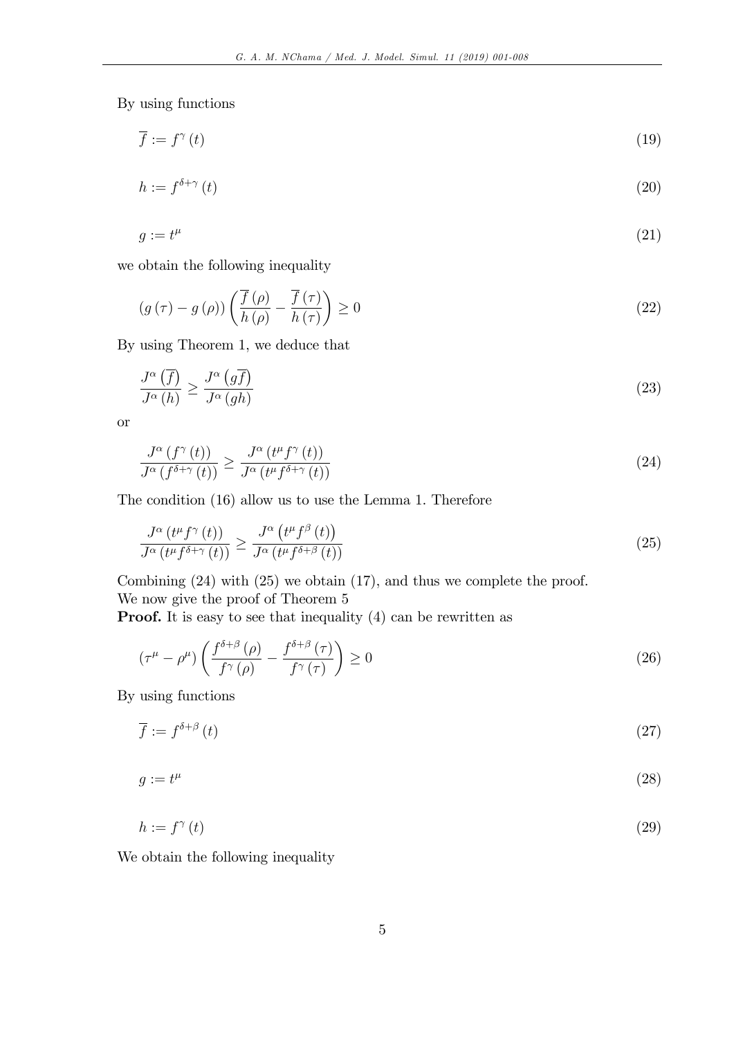By using functions

$$\overline{f} := f^{\gamma}(t) \tag{19}$$

$$h := f^{\delta+\gamma}(t) \tag{20}$$

$$g := t^{\mu} \tag{21}$$

we obtain the following inequality

$$(g(\tau) - g(\rho))\left(\frac{\overline{f}(\rho)}{h(\rho)} - \frac{\overline{f}(\tau)}{h(\tau)}\right) \geq 0 \tag{22}$$

By using Theorem 1, we deduce that

$$\frac{J^{\alpha}(\overline{f})}{J^{\alpha}(h)} \geq \frac{J^{\alpha}(g\overline{f})}{J^{\alpha}(gh)} \tag{23}$$

or

$$\frac{J^{\alpha}(f^{\gamma}(t))}{J^{\alpha}(f^{\delta+\gamma}(t))} \geq \frac{J^{\alpha}(t^{\mu}f^{\gamma}(t))}{J^{\alpha}(t^{\mu}f^{\delta+\gamma}(t))} \tag{24}$$

The condition (16) allow us to use the Lemma 1. Therefore

$$\frac{J^{\alpha}(t^{\mu}f^{\gamma}(t))}{J^{\alpha}(t^{\mu}f^{\delta+\gamma}(t))} \geq \frac{J^{\alpha}(t^{\mu}f^{\beta}(t))}{J^{\alpha}(t^{\mu}f^{\delta+\beta}(t))} \tag{25}$$

Combining (24) with (25) we obtain (17), and thus we complete the proof.
We now give the proof of Theorem 5

**Proof.** It is easy to see that inequality (4) can be rewritten as

$$(\tau^{\mu} - \rho^{\mu})\left(\frac{f^{\delta+\beta}(\rho)}{f^{\gamma}(\rho)} - \frac{f^{\delta+\beta}(\tau)}{f^{\gamma}(\tau)}\right) \geq 0 \tag{26}$$

By using functions

$$\overline{f} := f^{\delta+\beta}(t) \tag{27}$$

$$g := t^{\mu} \tag{28}$$

$$h := f^{\gamma}(t) \tag{29}$$

We obtain the following inequality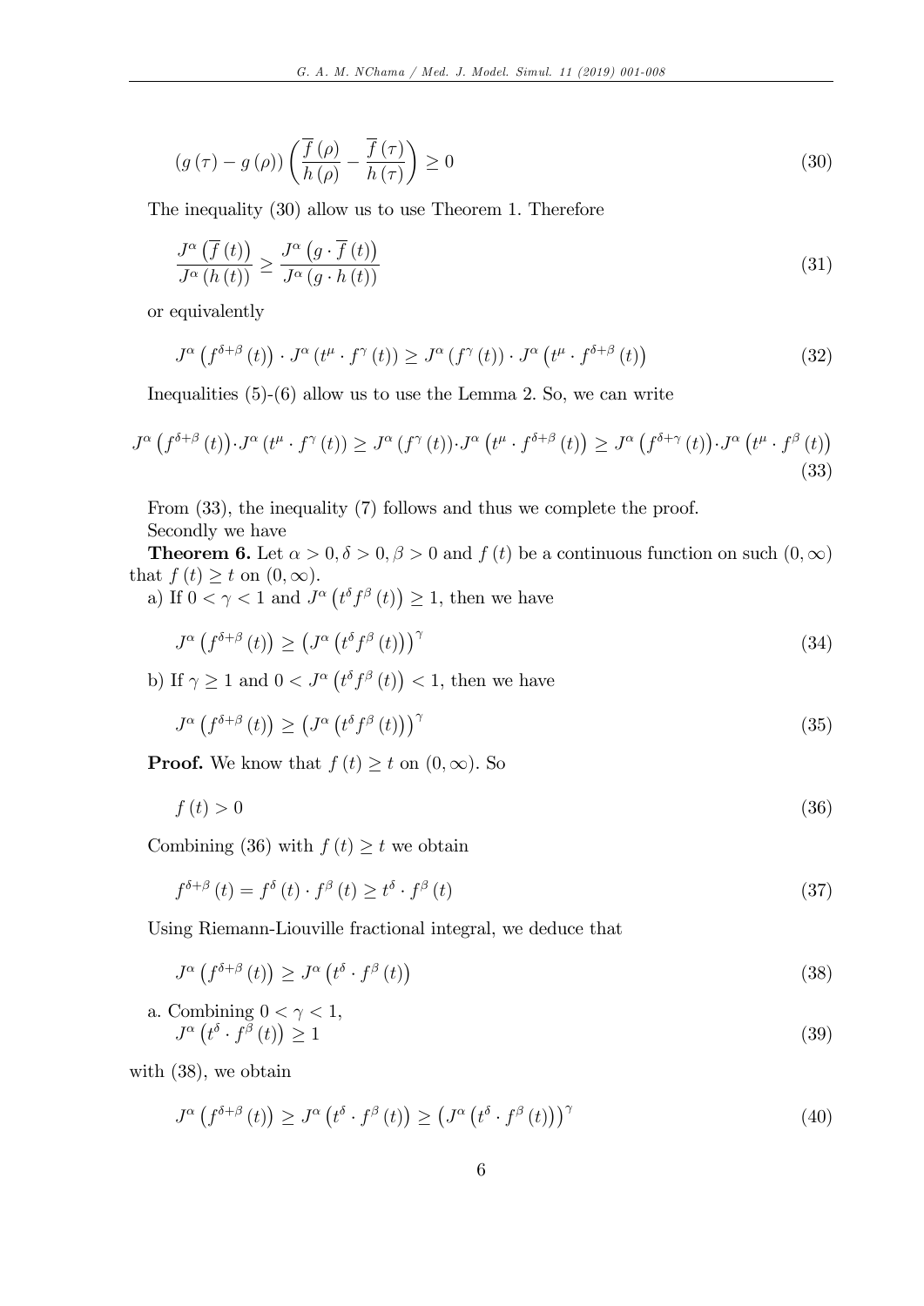$$
(g(\tau) - g(\rho)) \left( \frac{\overline{f}(\rho)}{h(\rho)} - \frac{\overline{f}(\tau)}{h(\tau)} \right) \geq 0 \tag{30}
$$

The inequality (30) allow us to use Theorem 1. Therefore

$$
\frac{J^{\alpha}\left(\overline{f}(t)\right)}{J^{\alpha}(h(t))} \geq \frac{J^{\alpha}\left(g \cdot \overline{f}(t)\right)}{J^{\alpha}(g \cdot h(t))} \tag{31}
$$

or equivalently

$$
J^{\alpha}\left(f^{\delta+\beta}(t)\right) \cdot J^{\alpha}\left(t^{\mu} \cdot f^{\gamma}(t)\right) \geq J^{\alpha}\left(f^{\gamma}(t)\right) \cdot J^{\alpha}\left(t^{\mu} \cdot f^{\delta+\beta}(t)\right) \tag{32}
$$

Inequalities (5)-(6) allow us to use the Lemma 2. So, we can write

$$
J^{\alpha}\left(f^{\delta+\beta}(t)\right) \cdot J^{\alpha}\left(t^{\mu} \cdot f^{\gamma}(t)\right) \geq J^{\alpha}\left(f^{\gamma}(t)\right) \cdot J^{\alpha}\left(t^{\mu} \cdot f^{\delta+\beta}(t)\right) \geq J^{\alpha}\left(f^{\delta+\gamma}(t)\right) \cdot J^{\alpha}\left(t^{\mu} \cdot f^{\beta}(t)\right) \tag{33}
$$

From (33), the inequality (7) follows and thus we complete the proof.

Secondly we have

**Theorem 6.** Let $\alpha > 0, \delta > 0, \beta > 0$ and $f(t)$ be a continuous function on such $(0, \infty)$ that $f(t) \geq t$ on $(0, \infty)$.

a) If $0 < \gamma < 1$ and $J^{\alpha}\left(t^{\delta} f^{\beta}(t)\right) \geq 1$, then we have

$$
J^{\alpha}\left(f^{\delta+\beta}(t)\right) \geq \left(J^{\alpha}\left(t^{\delta} f^{\beta}(t)\right)\right)^{\gamma} \tag{34}
$$

b) If $\gamma \geq 1$ and $0 < J^{\alpha}\left(t^{\delta} f^{\beta}(t)\right) < 1$, then we have

$$
J^{\alpha}\left(f^{\delta+\beta}(t)\right) \geq \left(J^{\alpha}\left(t^{\delta} f^{\beta}(t)\right)\right)^{\gamma} \tag{35}
$$

**Proof.** We know that $f(t) \geq t$ on $(0, \infty)$. So

$$
f(t) > 0 \tag{36}
$$

Combining (36) with $f(t) \geq t$ we obtain

$$
f^{\delta+\beta}(t) = f^{\delta}(t) \cdot f^{\beta}(t) \geq t^{\delta} \cdot f^{\beta}(t) \tag{37}
$$

Using Riemann-Liouville fractional integral, we deduce that

$$
J^{\alpha}\left(f^{\delta+\beta}(t)\right) \geq J^{\alpha}\left(t^{\delta} \cdot f^{\beta}(t)\right) \tag{38}
$$

a. Combining $0 < \gamma < 1$,

$$
J^{\alpha}\left(t^{\delta} \cdot f^{\beta}(t)\right) \geq 1 \tag{39}
$$

with (38), we obtain

$$
J^{\alpha}\left(f^{\delta+\beta}(t)\right) \geq J^{\alpha}\left(t^{\delta} \cdot f^{\beta}(t)\right) \geq \left(J^{\alpha}\left(t^{\delta} \cdot f^{\beta}(t)\right)\right)^{\gamma} \tag{40}
$$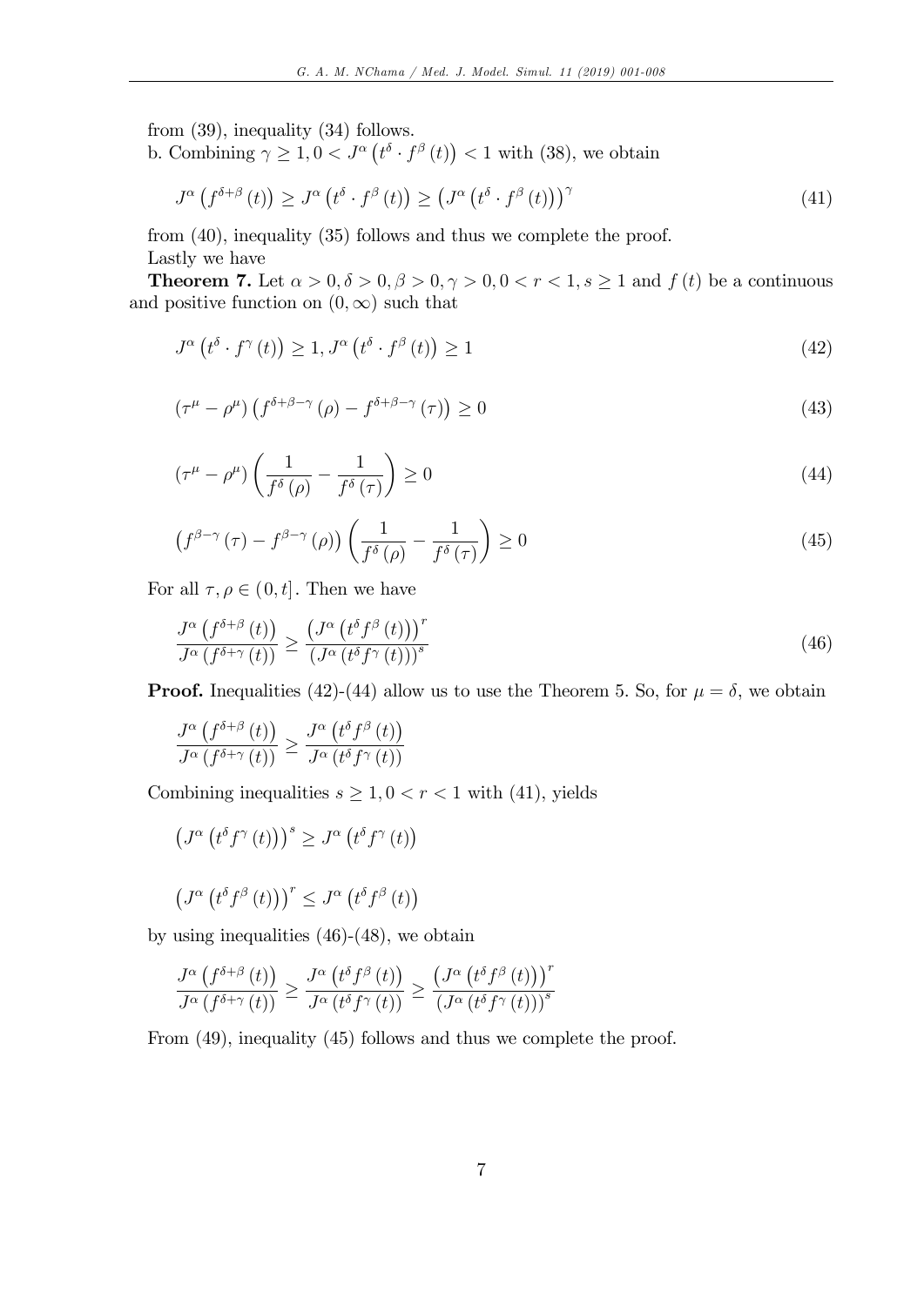from (39), inequality (34) follows.

b. Combining $\gamma \geq 1, 0 < J^{\alpha}\left(t^{\delta} \cdot f^{\beta}(t)\right) < 1$ with (38), we obtain

$$J^{\alpha}\left(f^{\delta+\beta}(t)\right) \geq J^{\alpha}\left(t^{\delta} \cdot f^{\beta}(t)\right) \geq \left(J^{\alpha}\left(t^{\delta} \cdot f^{\beta}(t)\right)\right)^{\gamma} \tag{41}$$

from (40), inequality (35) follows and thus we complete the proof.

Lastly we have

**Theorem 7.** Let $\alpha > 0, \delta > 0, \beta > 0, \gamma > 0, 0 < r < 1, s \geq 1$ and $f(t)$ be a continuous and positive function on $(0, \infty)$ such that

$$J^{\alpha}\left(t^{\delta} \cdot f^{\gamma}(t)\right) \geq 1, J^{\alpha}\left(t^{\delta} \cdot f^{\beta}(t)\right) \geq 1 \tag{42}$$

$$\left(\tau^{\mu} - \rho^{\mu}\right)\left(f^{\delta+\beta-\gamma}(\rho) - f^{\delta+\beta-\gamma}(\tau)\right) \geq 0 \tag{43}$$

$$\left(\tau^{\mu} - \rho^{\mu}\right)\left(\frac{1}{f^{\delta}(\rho)} - \frac{1}{f^{\delta}(\tau)}\right) \geq 0 \tag{44}$$

$$\left(f^{\beta-\gamma}(\tau) - f^{\beta-\gamma}(\rho)\right)\left(\frac{1}{f^{\delta}(\rho)} - \frac{1}{f^{\delta}(\tau)}\right) \geq 0 \tag{45}$$

For all $\tau, \rho \in (0, t]$. Then we have

$$\frac{J^{\alpha}\left(f^{\delta+\beta}(t)\right)}{J^{\alpha}\left(f^{\delta+\gamma}(t)\right)} \geq \frac{\left(J^{\alpha}\left(t^{\delta} f^{\beta}(t)\right)\right)^{r}}{\left(J^{\alpha}\left(t^{\delta} f^{\gamma}(t)\right)\right)^{s}} \tag{46}$$

**Proof.** Inequalities (42)-(44) allow us to use the Theorem 5. So, for $\mu = \delta$, we obtain

$$\frac{J^{\alpha}\left(f^{\delta+\beta}(t)\right)}{J^{\alpha}\left(f^{\delta+\gamma}(t)\right)} \geq \frac{J^{\alpha}\left(t^{\delta} f^{\beta}(t)\right)}{J^{\alpha}\left(t^{\delta} f^{\gamma}(t)\right)}$$

Combining inequalities $s \geq 1, 0 < r < 1$ with (41), yields

$$\left(J^{\alpha}\left(t^{\delta} f^{\gamma}(t)\right)\right)^{s} \geq J^{\alpha}\left(t^{\delta} f^{\gamma}(t)\right)$$

$$\left(J^{\alpha}\left(t^{\delta} f^{\beta}(t)\right)\right)^{r} \leq J^{\alpha}\left(t^{\delta} f^{\beta}(t)\right)$$

by using inequalities (46)-(48), we obtain

$$\frac{J^{\alpha}\left(f^{\delta+\beta}(t)\right)}{J^{\alpha}\left(f^{\delta+\gamma}(t)\right)} \geq \frac{J^{\alpha}\left(t^{\delta} f^{\beta}(t)\right)}{J^{\alpha}\left(t^{\delta} f^{\gamma}(t)\right)} \geq \frac{\left(J^{\alpha}\left(t^{\delta} f^{\beta}(t)\right)\right)^{r}}{\left(J^{\alpha}\left(t^{\delta} f^{\gamma}(t)\right)\right)^{s}}$$

From (49), inequality (45) follows and thus we complete the proof.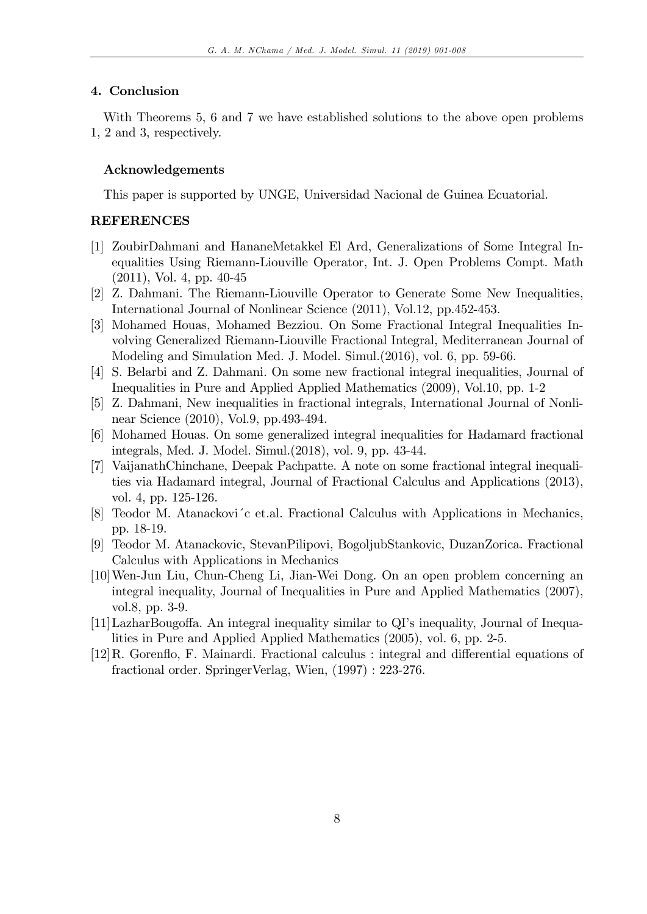## 4. Conclusion

With Theorems 5, 6 and 7 we have established solutions to the above open problems 1, 2 and 3, respectively.

### Acknowledgements

This paper is supported by UNGE, Universidad Nacional de Guinea Ecuatorial.

## REFERENCES

[1] ZoubirDahmani and HananeMetakkel El Ard, Generalizations of Some Integral Inequalities Using Riemann-Liouville Operator, Int. J. Open Problems Compt. Math (2011), Vol. 4, pp. 40-45

[2] Z. Dahmani. The Riemann-Liouville Operator to Generate Some New Inequalities, International Journal of Nonlinear Science (2011), Vol.12, pp.452-453.

[3] Mohamed Houas, Mohamed Bezziou. On Some Fractional Integral Inequalities Involving Generalized Riemann-Liouville Fractional Integral, Mediterranean Journal of Modeling and Simulation Med. J. Model. Simul.(2016), vol. 6, pp. 59-66.

[4] S. Belarbi and Z. Dahmani. On some new fractional integral inequalities, Journal of Inequalities in Pure and Applied Applied Mathematics (2009), Vol.10, pp. 1-2

[5] Z. Dahmani, New inequalities in fractional integrals, International Journal of Nonlinear Science (2010), Vol.9, pp.493-494.

[6] Mohamed Houas. On some generalized integral inequalities for Hadamard fractional integrals, Med. J. Model. Simul.(2018), vol. 9, pp. 43-44.

[7] VaijanathChinchane, Deepak Pachpatte. A note on some fractional integral inequalities via Hadamard integral, Journal of Fractional Calculus and Applications (2013), vol. 4, pp. 125-126.

[8] Teodor M. Atanackovi´c et.al. Fractional Calculus with Applications in Mechanics, pp. 18-19.

[9] Teodor M. Atanackovic, StevanPilipovi, BogoljubStankovic, DuzanZorica. Fractional Calculus with Applications in Mechanics

[10] Wen-Jun Liu, Chun-Cheng Li, Jian-Wei Dong. On an open problem concerning an integral inequality, Journal of Inequalities in Pure and Applied Mathematics (2007), vol.8, pp. 3-9.

[11] LazharBougoffa. An integral inequality similar to QI's inequality, Journal of Inequalities in Pure and Applied Applied Mathematics (2005), vol. 6, pp. 2-5.

[12] R. Gorenflo, F. Mainardi. Fractional calculus : integral and differential equations of fractional order. SpringerVerlag, Wien, (1997) : 223-276.